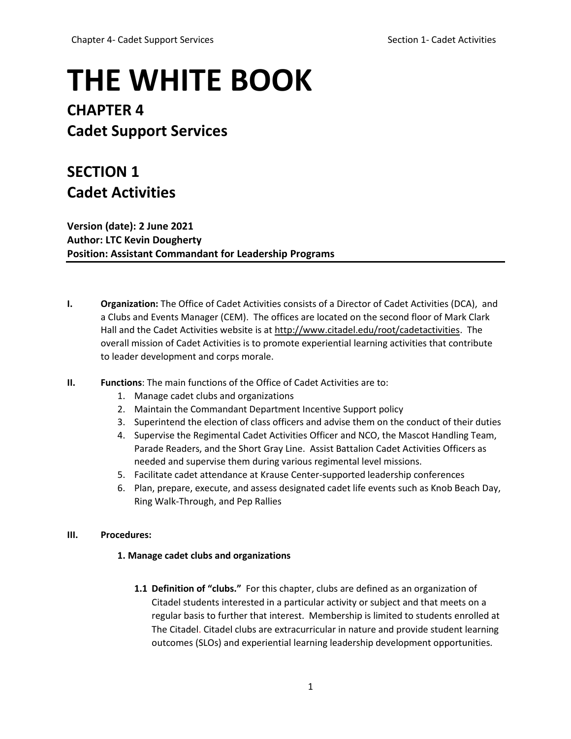# THE WHITE BOOK

## CHAPTER 4
## Cadet Support Services

## SECTION 1
## Cadet Activities

**Version (date): 2 June 2021**
**Author: LTC Kevin Dougherty**
**Position: Assistant Commandant for Leadership Programs**

---

**I. Organization:** The Office of Cadet Activities consists of a Director of Cadet Activities (DCA), and a Clubs and Events Manager (CEM). The offices are located on the second floor of Mark Clark Hall and the Cadet Activities website is at http://www.citadel.edu/root/cadetactivities. The overall mission of Cadet Activities is to promote experiential learning activities that contribute to leader development and corps morale.

**II. Functions**: The main functions of the Office of Cadet Activities are to:

1. Manage cadet clubs and organizations
2. Maintain the Commandant Department Incentive Support policy
3. Superintend the election of class officers and advise them on the conduct of their duties
4. Supervise the Regimental Cadet Activities Officer and NCO, the Mascot Handling Team, Parade Readers, and the Short Gray Line. Assist Battalion Cadet Activities Officers as needed and supervise them during various regimental level missions.
5. Facilitate cadet attendance at Krause Center-supported leadership conferences
6. Plan, prepare, execute, and assess designated cadet life events such as Knob Beach Day, Ring Walk-Through, and Pep Rallies

**III. Procedures:**

**1. Manage cadet clubs and organizations**

**1.1 Definition of "clubs."** For this chapter, clubs are defined as an organization of Citadel students interested in a particular activity or subject and that meets on a regular basis to further that interest. Membership is limited to students enrolled at The Citadel. Citadel clubs are extracurricular in nature and provide student learning outcomes (SLOs) and experiential learning leadership development opportunities.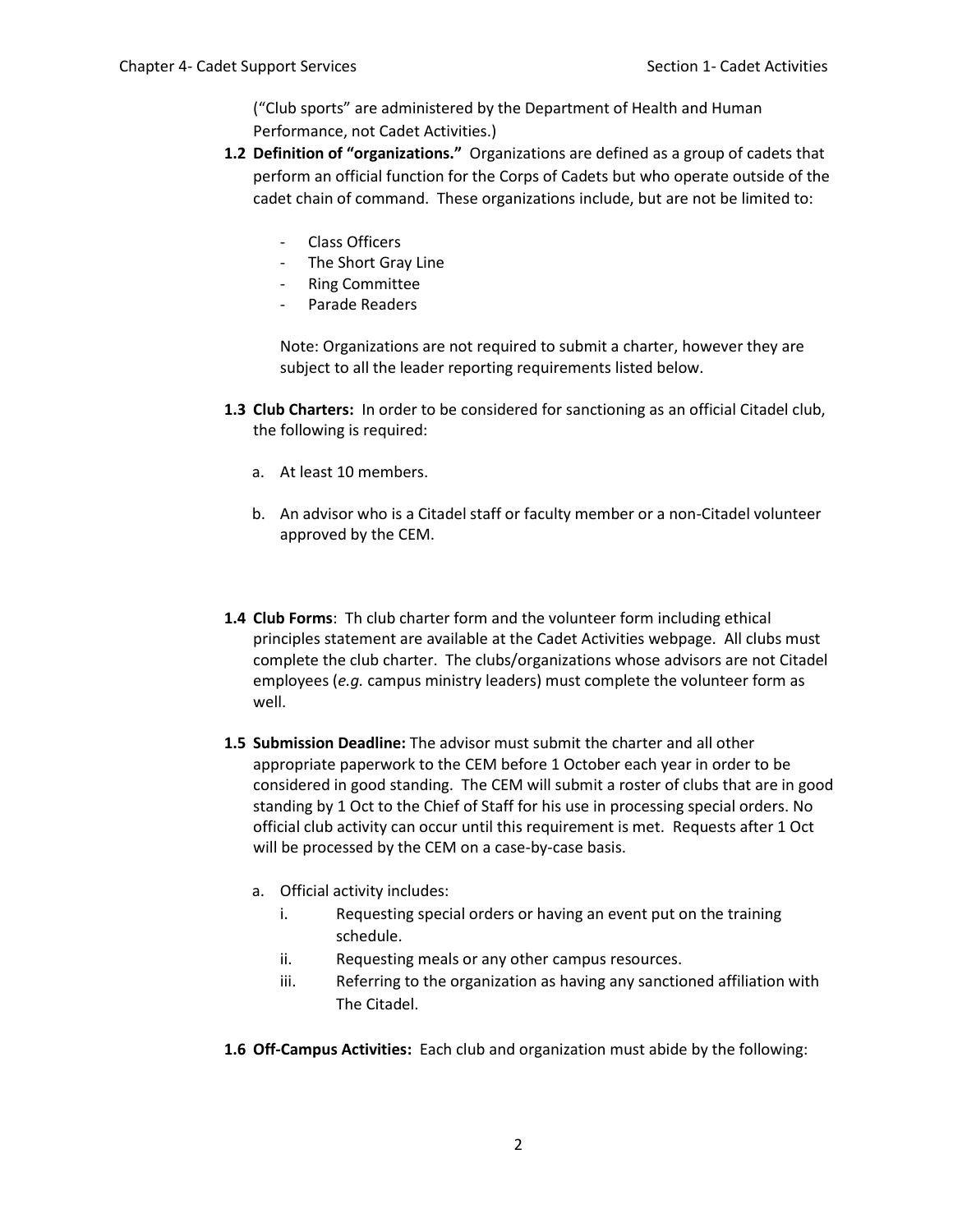("Club sports" are administered by the Department of Health and Human Performance, not Cadet Activities.)

**1.2 Definition of "organizations."** Organizations are defined as a group of cadets that perform an official function for the Corps of Cadets but who operate outside of the cadet chain of command. These organizations include, but are not be limited to:

- Class Officers
- The Short Gray Line
- Ring Committee
- Parade Readers

Note: Organizations are not required to submit a charter, however they are subject to all the leader reporting requirements listed below.

**1.3 Club Charters:** In order to be considered for sanctioning as an official Citadel club, the following is required:

a. At least 10 members.

b. An advisor who is a Citadel staff or faculty member or a non-Citadel volunteer approved by the CEM.

**1.4 Club Forms**: Th club charter form and the volunteer form including ethical principles statement are available at the Cadet Activities webpage. All clubs must complete the club charter. The clubs/organizations whose advisors are not Citadel employees (*e.g.* campus ministry leaders) must complete the volunteer form as well.

**1.5 Submission Deadline:** The advisor must submit the charter and all other appropriate paperwork to the CEM before 1 October each year in order to be considered in good standing. The CEM will submit a roster of clubs that are in good standing by 1 Oct to the Chief of Staff for his use in processing special orders. No official club activity can occur until this requirement is met. Requests after 1 Oct will be processed by the CEM on a case-by-case basis.

a. Official activity includes:
   i. Requesting special orders or having an event put on the training schedule.
   ii. Requesting meals or any other campus resources.
   iii. Referring to the organization as having any sanctioned affiliation with The Citadel.

**1.6 Off-Campus Activities:** Each club and organization must abide by the following: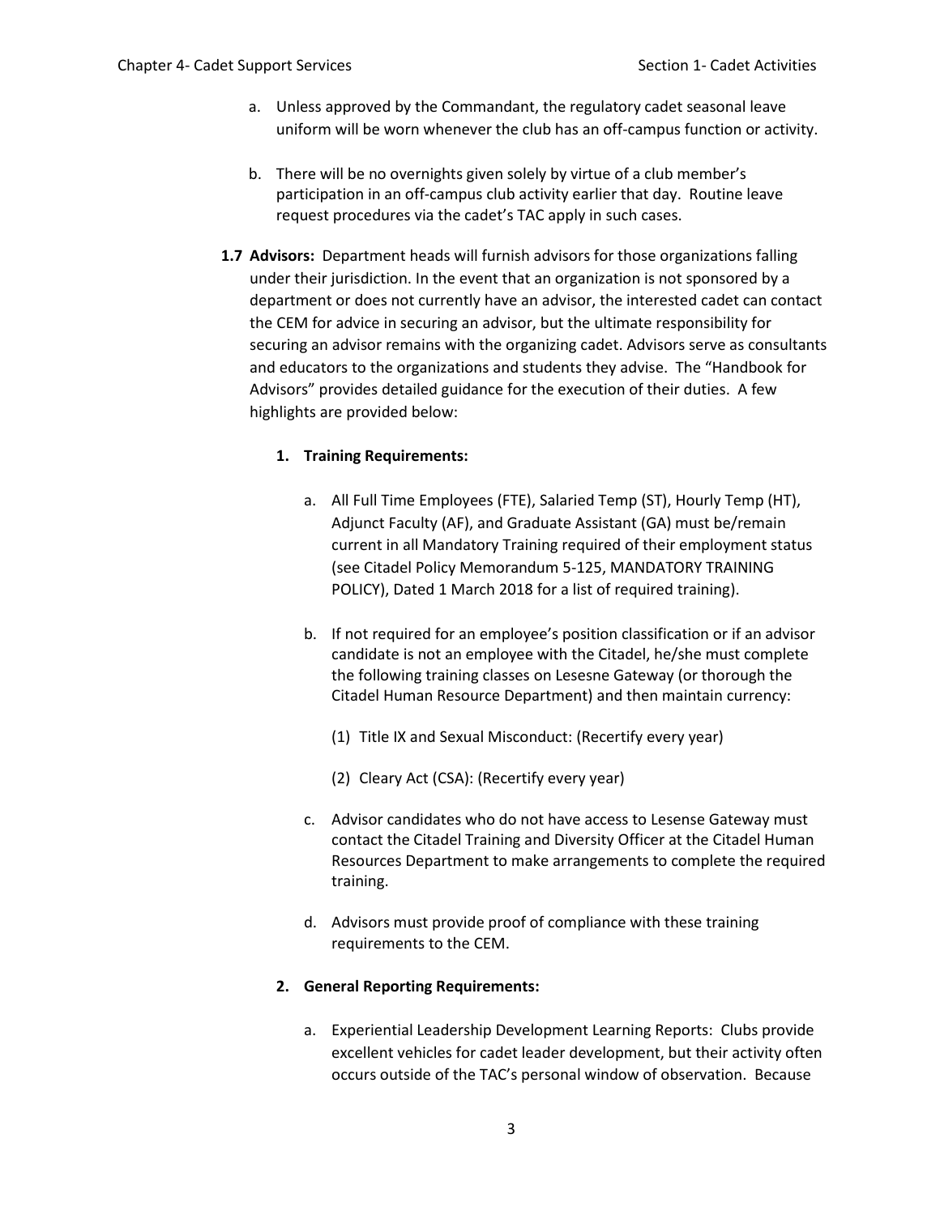a. Unless approved by the Commandant, the regulatory cadet seasonal leave uniform will be worn whenever the club has an off-campus function or activity.

b. There will be no overnights given solely by virtue of a club member's participation in an off-campus club activity earlier that day. Routine leave request procedures via the cadet's TAC apply in such cases.

**1.7 Advisors:** Department heads will furnish advisors for those organizations falling under their jurisdiction. In the event that an organization is not sponsored by a department or does not currently have an advisor, the interested cadet can contact the CEM for advice in securing an advisor, but the ultimate responsibility for securing an advisor remains with the organizing cadet. Advisors serve as consultants and educators to the organizations and students they advise. The "Handbook for Advisors" provides detailed guidance for the execution of their duties. A few highlights are provided below:

**1. Training Requirements:**

a. All Full Time Employees (FTE), Salaried Temp (ST), Hourly Temp (HT), Adjunct Faculty (AF), and Graduate Assistant (GA) must be/remain current in all Mandatory Training required of their employment status (see Citadel Policy Memorandum 5-125, MANDATORY TRAINING POLICY), Dated 1 March 2018 for a list of required training).

b. If not required for an employee's position classification or if an advisor candidate is not an employee with the Citadel, he/she must complete the following training classes on Lesesne Gateway (or thorough the Citadel Human Resource Department) and then maintain currency:

(1) Title IX and Sexual Misconduct: (Recertify every year)

(2) Cleary Act (CSA): (Recertify every year)

c. Advisor candidates who do not have access to Lesense Gateway must contact the Citadel Training and Diversity Officer at the Citadel Human Resources Department to make arrangements to complete the required training.

d. Advisors must provide proof of compliance with these training requirements to the CEM.

**2. General Reporting Requirements:**

a. Experiential Leadership Development Learning Reports: Clubs provide excellent vehicles for cadet leader development, but their activity often occurs outside of the TAC's personal window of observation. Because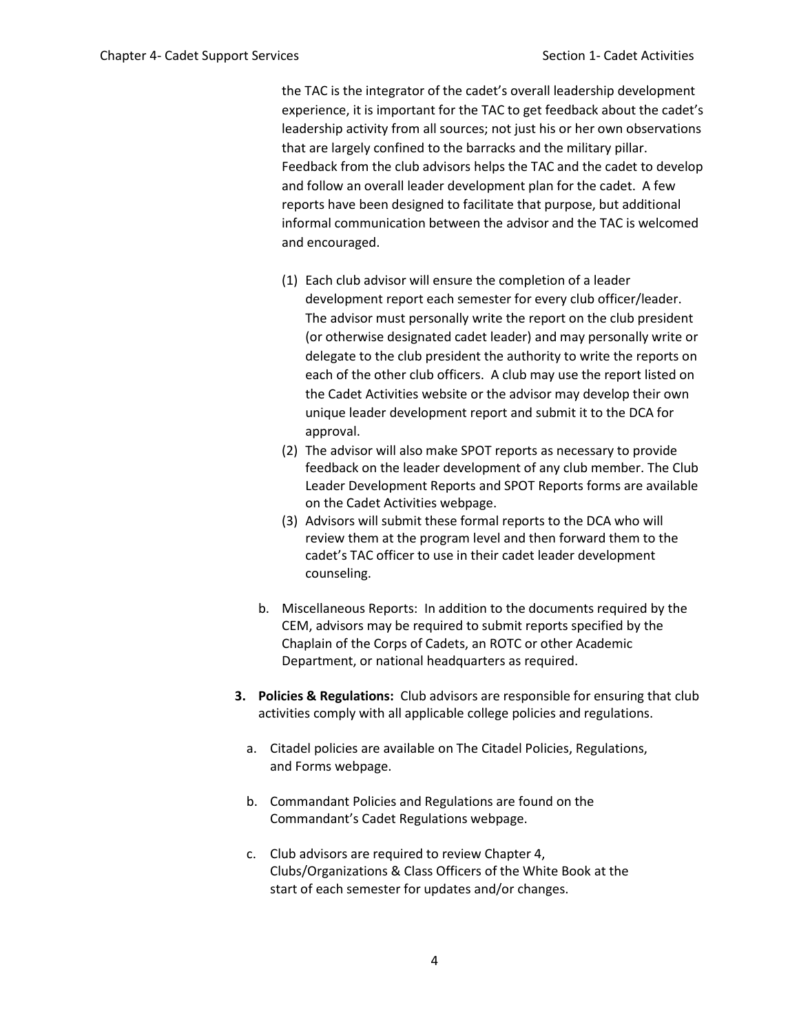the TAC is the integrator of the cadet's overall leadership development experience, it is important for the TAC to get feedback about the cadet's leadership activity from all sources; not just his or her own observations that are largely confined to the barracks and the military pillar. Feedback from the club advisors helps the TAC and the cadet to develop and follow an overall leader development plan for the cadet. A few reports have been designed to facilitate that purpose, but additional informal communication between the advisor and the TAC is welcomed and encouraged.

(1) Each club advisor will ensure the completion of a leader development report each semester for every club officer/leader. The advisor must personally write the report on the club president (or otherwise designated cadet leader) and may personally write or delegate to the club president the authority to write the reports on each of the other club officers. A club may use the report listed on the Cadet Activities website or the advisor may develop their own unique leader development report and submit it to the DCA for approval.

(2) The advisor will also make SPOT reports as necessary to provide feedback on the leader development of any club member. The Club Leader Development Reports and SPOT Reports forms are available on the Cadet Activities webpage.

(3) Advisors will submit these formal reports to the DCA who will review them at the program level and then forward them to the cadet's TAC officer to use in their cadet leader development counseling.

b. Miscellaneous Reports: In addition to the documents required by the CEM, advisors may be required to submit reports specified by the Chaplain of the Corps of Cadets, an ROTC or other Academic Department, or national headquarters as required.

**3. Policies & Regulations:** Club advisors are responsible for ensuring that club activities comply with all applicable college policies and regulations.

a. Citadel policies are available on The Citadel Policies, Regulations, and Forms webpage.

b. Commandant Policies and Regulations are found on the Commandant's Cadet Regulations webpage.

c. Club advisors are required to review Chapter 4, Clubs/Organizations & Class Officers of the White Book at the start of each semester for updates and/or changes.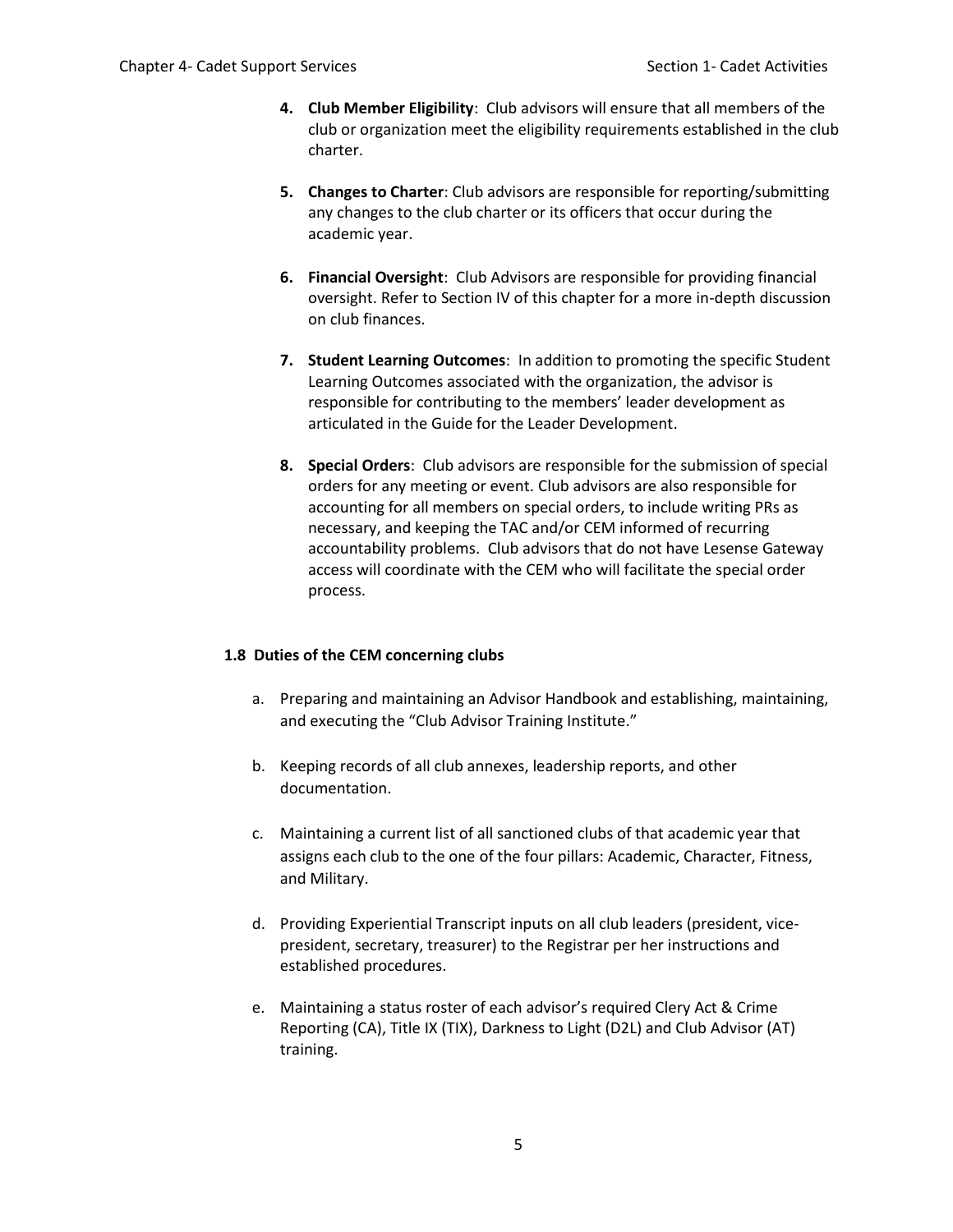4. **Club Member Eligibility**: Club advisors will ensure that all members of the club or organization meet the eligibility requirements established in the club charter.

5. **Changes to Charter**: Club advisors are responsible for reporting/submitting any changes to the club charter or its officers that occur during the academic year.

6. **Financial Oversight**: Club Advisors are responsible for providing financial oversight. Refer to Section IV of this chapter for a more in-depth discussion on club finances.

7. **Student Learning Outcomes**: In addition to promoting the specific Student Learning Outcomes associated with the organization, the advisor is responsible for contributing to the members' leader development as articulated in the Guide for the Leader Development.

8. **Special Orders**: Club advisors are responsible for the submission of special orders for any meeting or event. Club advisors are also responsible for accounting for all members on special orders, to include writing PRs as necessary, and keeping the TAC and/or CEM informed of recurring accountability problems. Club advisors that do not have Lesense Gateway access will coordinate with the CEM who will facilitate the special order process.

### 1.8 Duties of the CEM concerning clubs

a. Preparing and maintaining an Advisor Handbook and establishing, maintaining, and executing the "Club Advisor Training Institute."

b. Keeping records of all club annexes, leadership reports, and other documentation.

c. Maintaining a current list of all sanctioned clubs of that academic year that assigns each club to the one of the four pillars: Academic, Character, Fitness, and Military.

d. Providing Experiential Transcript inputs on all club leaders (president, vice-president, secretary, treasurer) to the Registrar per her instructions and established procedures.

e. Maintaining a status roster of each advisor's required Clery Act & Crime Reporting (CA), Title IX (TIX), Darkness to Light (D2L) and Club Advisor (AT) training.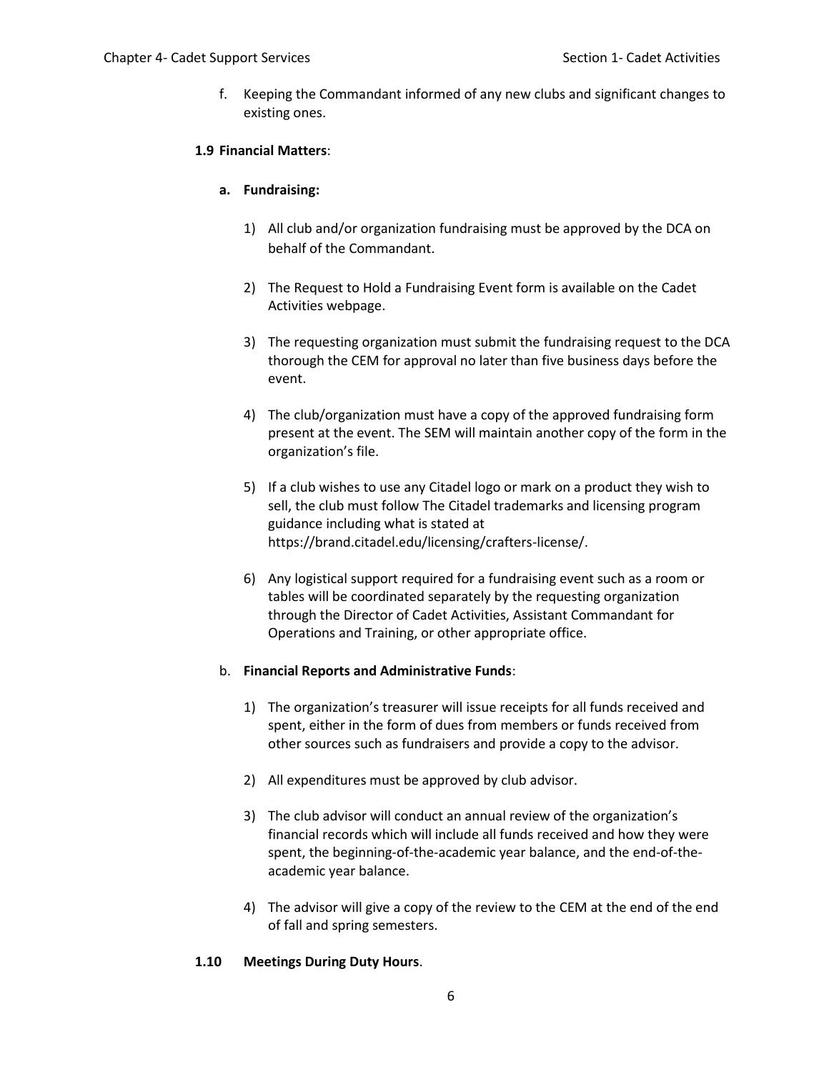f. Keeping the Commandant informed of any new clubs and significant changes to existing ones.

**1.9 Financial Matters**:

**a. Fundraising:**

1) All club and/or organization fundraising must be approved by the DCA on behalf of the Commandant.

2) The Request to Hold a Fundraising Event form is available on the Cadet Activities webpage.

3) The requesting organization must submit the fundraising request to the DCA thorough the CEM for approval no later than five business days before the event.

4) The club/organization must have a copy of the approved fundraising form present at the event. The SEM will maintain another copy of the form in the organization's file.

5) If a club wishes to use any Citadel logo or mark on a product they wish to sell, the club must follow The Citadel trademarks and licensing program guidance including what is stated at https://brand.citadel.edu/licensing/crafters-license/.

6) Any logistical support required for a fundraising event such as a room or tables will be coordinated separately by the requesting organization through the Director of Cadet Activities, Assistant Commandant for Operations and Training, or other appropriate office.

b. **Financial Reports and Administrative Funds**:

1) The organization's treasurer will issue receipts for all funds received and spent, either in the form of dues from members or funds received from other sources such as fundraisers and provide a copy to the advisor.

2) All expenditures must be approved by club advisor.

3) The club advisor will conduct an annual review of the organization's financial records which will include all funds received and how they were spent, the beginning-of-the-academic year balance, and the end-of-the-academic year balance.

4) The advisor will give a copy of the review to the CEM at the end of the end of fall and spring semesters.

**1.10 Meetings During Duty Hours**.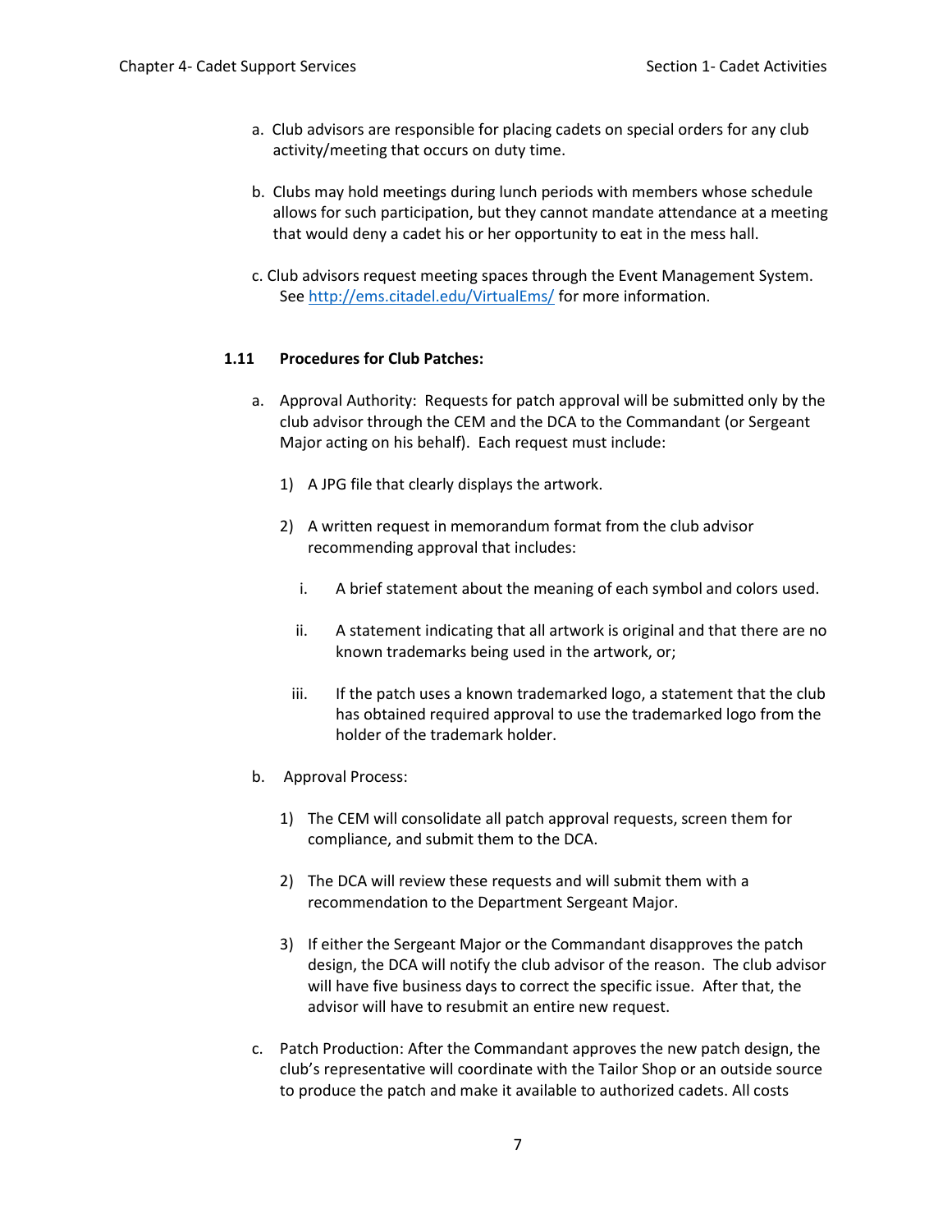a. Club advisors are responsible for placing cadets on special orders for any club activity/meeting that occurs on duty time.

b. Clubs may hold meetings during lunch periods with members whose schedule allows for such participation, but they cannot mandate attendance at a meeting that would deny a cadet his or her opportunity to eat in the mess hall.

c. Club advisors request meeting spaces through the Event Management System. See http://ems.citadel.edu/VirtualEms/ for more information.

### 1.11 Procedures for Club Patches:

a. Approval Authority: Requests for patch approval will be submitted only by the club advisor through the CEM and the DCA to the Commandant (or Sergeant Major acting on his behalf). Each request must include:

   1) A JPG file that clearly displays the artwork.

   2) A written request in memorandum format from the club advisor recommending approval that includes:

      i. A brief statement about the meaning of each symbol and colors used.

      ii. A statement indicating that all artwork is original and that there are no known trademarks being used in the artwork, or;

      iii. If the patch uses a known trademarked logo, a statement that the club has obtained required approval to use the trademarked logo from the holder of the trademark holder.

b. Approval Process:

   1) The CEM will consolidate all patch approval requests, screen them for compliance, and submit them to the DCA.

   2) The DCA will review these requests and will submit them with a recommendation to the Department Sergeant Major.

   3) If either the Sergeant Major or the Commandant disapproves the patch design, the DCA will notify the club advisor of the reason. The club advisor will have five business days to correct the specific issue. After that, the advisor will have to resubmit an entire new request.

c. Patch Production: After the Commandant approves the new patch design, the club's representative will coordinate with the Tailor Shop or an outside source to produce the patch and make it available to authorized cadets. All costs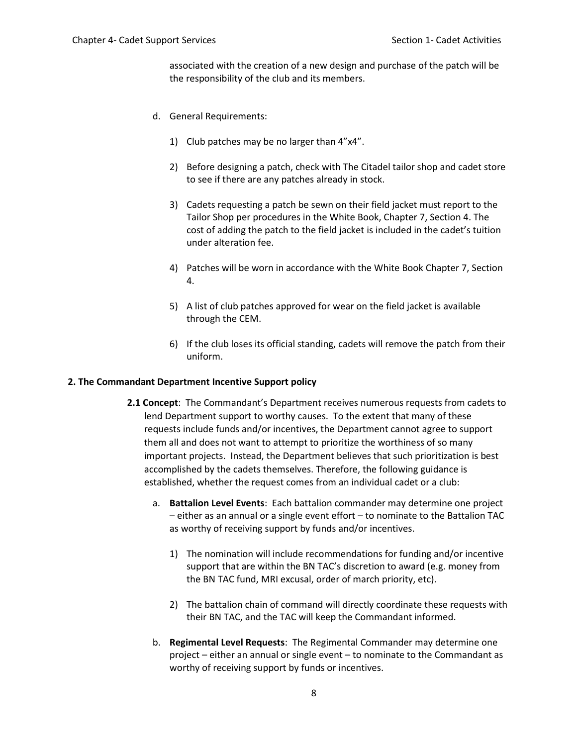associated with the creation of a new design and purchase of the patch will be the responsibility of the club and its members.

d. General Requirements:

1) Club patches may be no larger than 4”x4”.

2) Before designing a patch, check with The Citadel tailor shop and cadet store to see if there are any patches already in stock.

3) Cadets requesting a patch be sewn on their field jacket must report to the Tailor Shop per procedures in the White Book, Chapter 7, Section 4. The cost of adding the patch to the field jacket is included in the cadet’s tuition under alteration fee.

4) Patches will be worn in accordance with the White Book Chapter 7, Section 4.

5) A list of club patches approved for wear on the field jacket is available through the CEM.

6) If the club loses its official standing, cadets will remove the patch from their uniform.

## 2. The Commandant Department Incentive Support policy

**2.1 Concept**: The Commandant’s Department receives numerous requests from cadets to lend Department support to worthy causes. To the extent that many of these requests include funds and/or incentives, the Department cannot agree to support them all and does not want to attempt to prioritize the worthiness of so many important projects. Instead, the Department believes that such prioritization is best accomplished by the cadets themselves. Therefore, the following guidance is established, whether the request comes from an individual cadet or a club:

a. **Battalion Level Events**: Each battalion commander may determine one project – either as an annual or a single event effort – to nominate to the Battalion TAC as worthy of receiving support by funds and/or incentives.

1) The nomination will include recommendations for funding and/or incentive support that are within the BN TAC’s discretion to award (e.g. money from the BN TAC fund, MRI excusal, order of march priority, etc).

2) The battalion chain of command will directly coordinate these requests with their BN TAC, and the TAC will keep the Commandant informed.

b. **Regimental Level Requests**: The Regimental Commander may determine one project – either an annual or single event – to nominate to the Commandant as worthy of receiving support by funds or incentives.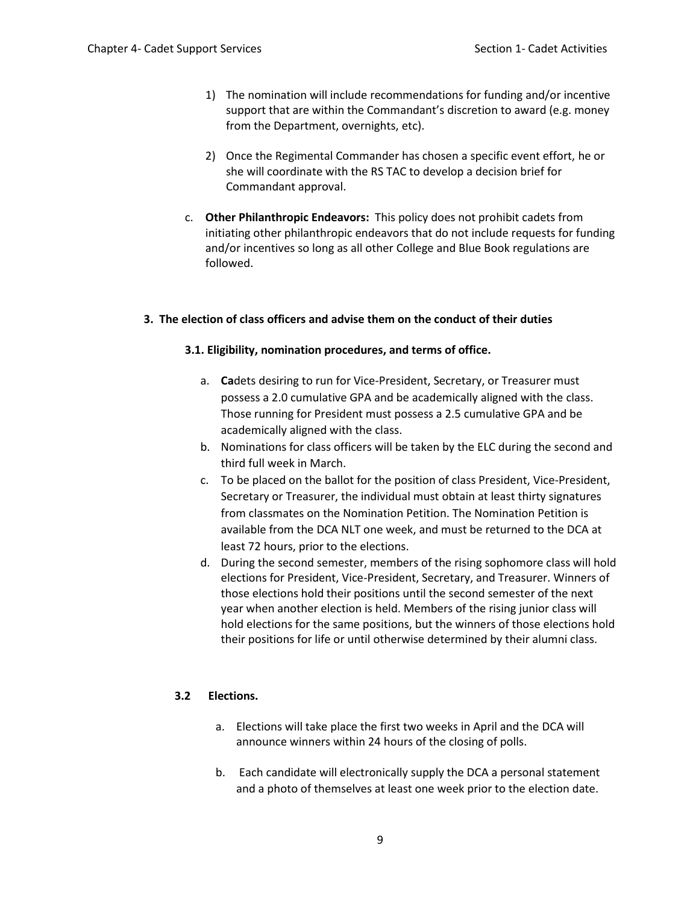1) The nomination will include recommendations for funding and/or incentive support that are within the Commandant's discretion to award (e.g. money from the Department, overnights, etc).

2) Once the Regimental Commander has chosen a specific event effort, he or she will coordinate with the RS TAC to develop a decision brief for Commandant approval.

c. **Other Philanthropic Endeavors:** This policy does not prohibit cadets from initiating other philanthropic endeavors that do not include requests for funding and/or incentives so long as all other College and Blue Book regulations are followed.

### 3. The election of class officers and advise them on the conduct of their duties

#### 3.1. Eligibility, nomination procedures, and terms of office.

a. **Ca**dets desiring to run for Vice-President, Secretary, or Treasurer must possess a 2.0 cumulative GPA and be academically aligned with the class. Those running for President must possess a 2.5 cumulative GPA and be academically aligned with the class.
b. Nominations for class officers will be taken by the ELC during the second and third full week in March.
c. To be placed on the ballot for the position of class President, Vice-President, Secretary or Treasurer, the individual must obtain at least thirty signatures from classmates on the Nomination Petition. The Nomination Petition is available from the DCA NLT one week, and must be returned to the DCA at least 72 hours, prior to the elections.
d. During the second semester, members of the rising sophomore class will hold elections for President, Vice-President, Secretary, and Treasurer. Winners of those elections hold their positions until the second semester of the next year when another election is held. Members of the rising junior class will hold elections for the same positions, but the winners of those elections hold their positions for life or until otherwise determined by their alumni class.

#### 3.2 Elections.

a. Elections will take place the first two weeks in April and the DCA will announce winners within 24 hours of the closing of polls.

b. Each candidate will electronically supply the DCA a personal statement and a photo of themselves at least one week prior to the election date.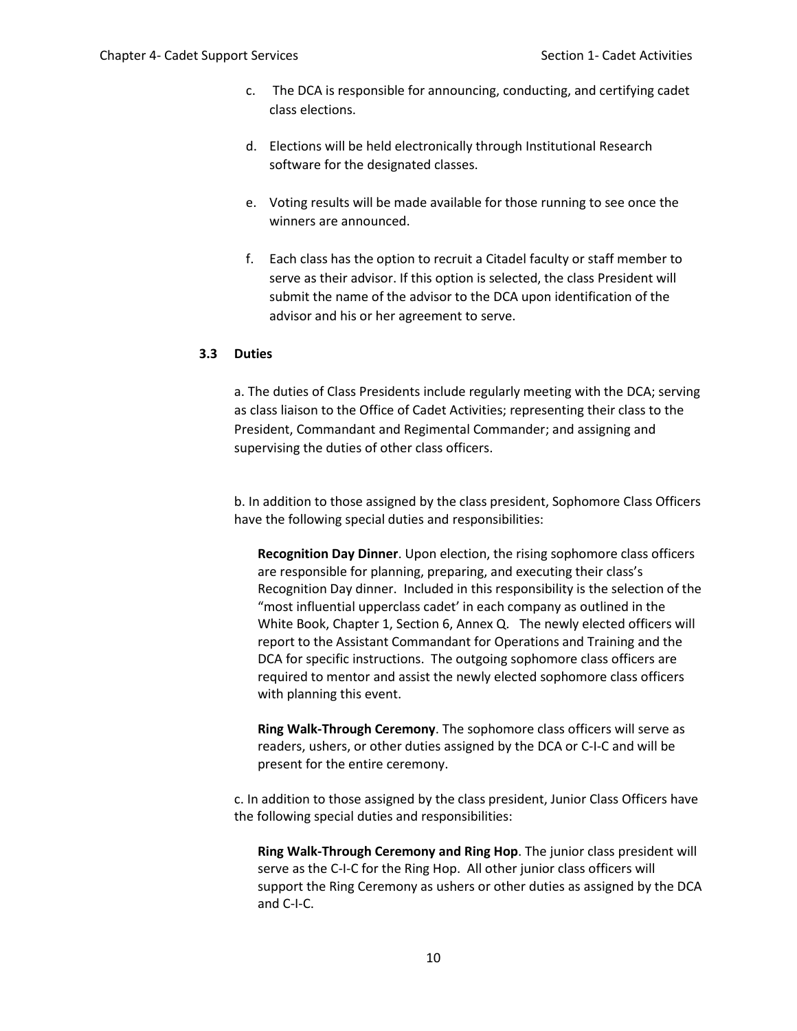c. The DCA is responsible for announcing, conducting, and certifying cadet class elections.

d. Elections will be held electronically through Institutional Research software for the designated classes.

e. Voting results will be made available for those running to see once the winners are announced.

f. Each class has the option to recruit a Citadel faculty or staff member to serve as their advisor. If this option is selected, the class President will submit the name of the advisor to the DCA upon identification of the advisor and his or her agreement to serve.

### 3.3 Duties

a. The duties of Class Presidents include regularly meeting with the DCA; serving as class liaison to the Office of Cadet Activities; representing their class to the President, Commandant and Regimental Commander; and assigning and supervising the duties of other class officers.

b. In addition to those assigned by the class president, Sophomore Class Officers have the following special duties and responsibilities:

**Recognition Day Dinner**. Upon election, the rising sophomore class officers are responsible for planning, preparing, and executing their class's Recognition Day dinner. Included in this responsibility is the selection of the "most influential upperclass cadet' in each company as outlined in the White Book, Chapter 1, Section 6, Annex Q. The newly elected officers will report to the Assistant Commandant for Operations and Training and the DCA for specific instructions. The outgoing sophomore class officers are required to mentor and assist the newly elected sophomore class officers with planning this event.

**Ring Walk-Through Ceremony**. The sophomore class officers will serve as readers, ushers, or other duties assigned by the DCA or C-I-C and will be present for the entire ceremony.

c. In addition to those assigned by the class president, Junior Class Officers have the following special duties and responsibilities:

**Ring Walk-Through Ceremony and Ring Hop**. The junior class president will serve as the C-I-C for the Ring Hop. All other junior class officers will support the Ring Ceremony as ushers or other duties as assigned by the DCA and C-I-C.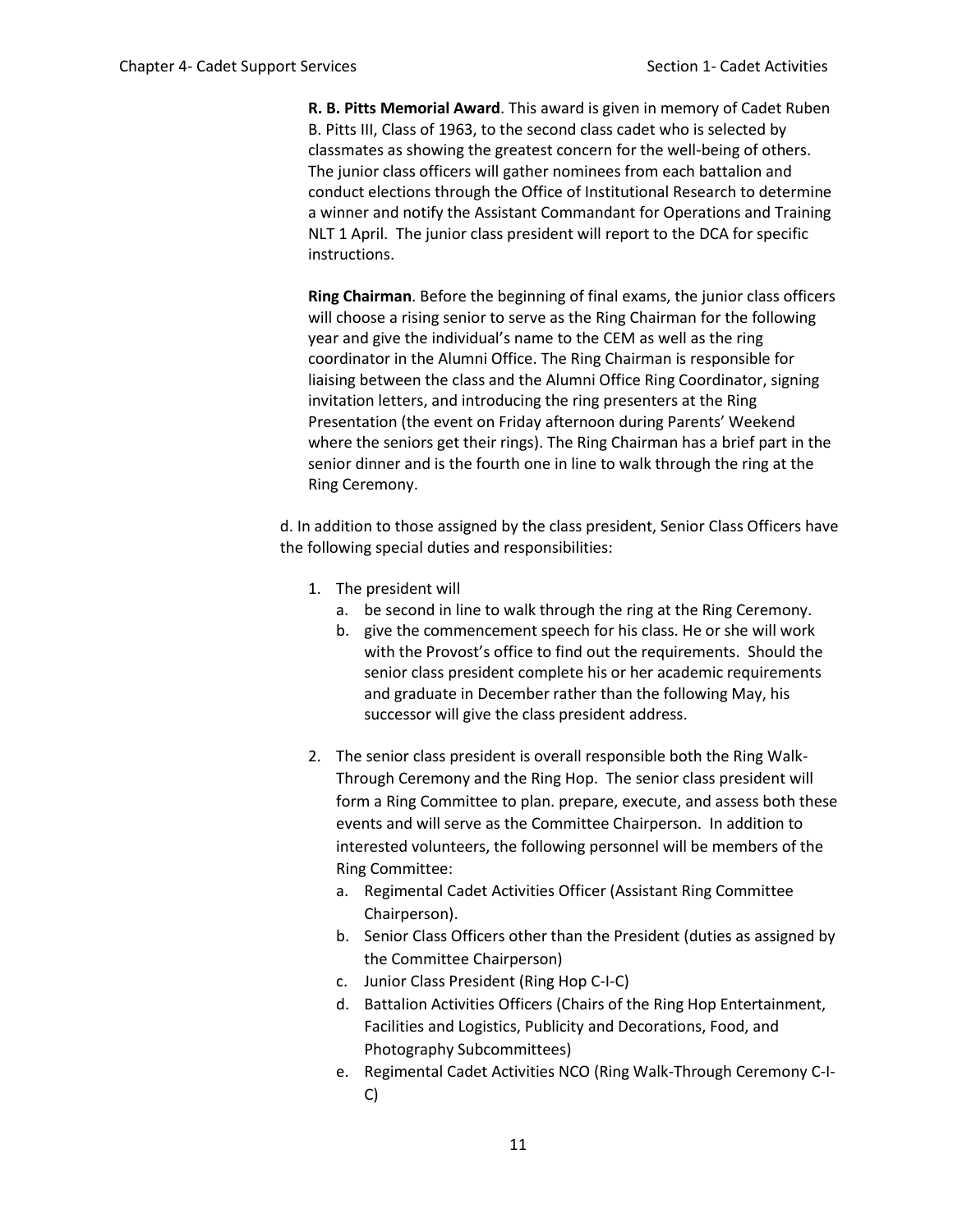**R. B. Pitts Memorial Award**. This award is given in memory of Cadet Ruben B. Pitts III, Class of 1963, to the second class cadet who is selected by classmates as showing the greatest concern for the well-being of others. The junior class officers will gather nominees from each battalion and conduct elections through the Office of Institutional Research to determine a winner and notify the Assistant Commandant for Operations and Training NLT 1 April. The junior class president will report to the DCA for specific instructions.

**Ring Chairman**. Before the beginning of final exams, the junior class officers will choose a rising senior to serve as the Ring Chairman for the following year and give the individual's name to the CEM as well as the ring coordinator in the Alumni Office. The Ring Chairman is responsible for liaising between the class and the Alumni Office Ring Coordinator, signing invitation letters, and introducing the ring presenters at the Ring Presentation (the event on Friday afternoon during Parents' Weekend where the seniors get their rings). The Ring Chairman has a brief part in the senior dinner and is the fourth one in line to walk through the ring at the Ring Ceremony.

d. In addition to those assigned by the class president, Senior Class Officers have the following special duties and responsibilities:

1. The president will
   a. be second in line to walk through the ring at the Ring Ceremony.
   b. give the commencement speech for his class. He or she will work with the Provost's office to find out the requirements. Should the senior class president complete his or her academic requirements and graduate in December rather than the following May, his successor will give the class president address.

2. The senior class president is overall responsible both the Ring Walk-Through Ceremony and the Ring Hop. The senior class president will form a Ring Committee to plan. prepare, execute, and assess both these events and will serve as the Committee Chairperson. In addition to interested volunteers, the following personnel will be members of the Ring Committee:
   a. Regimental Cadet Activities Officer (Assistant Ring Committee Chairperson).
   b. Senior Class Officers other than the President (duties as assigned by the Committee Chairperson)
   c. Junior Class President (Ring Hop C-I-C)
   d. Battalion Activities Officers (Chairs of the Ring Hop Entertainment, Facilities and Logistics, Publicity and Decorations, Food, and Photography Subcommittees)
   e. Regimental Cadet Activities NCO (Ring Walk-Through Ceremony C-I-C)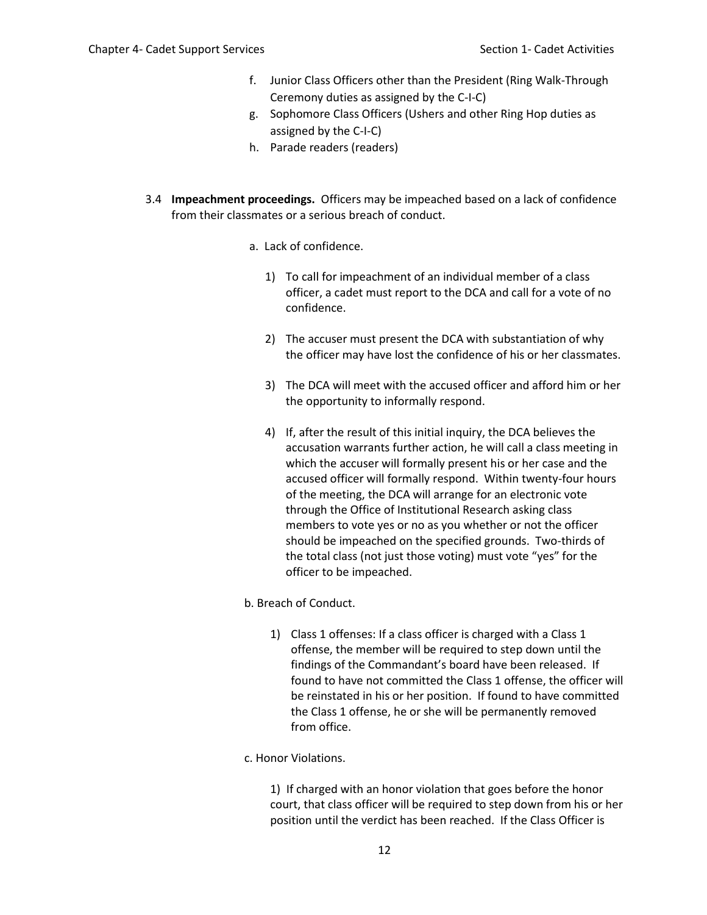f. Junior Class Officers other than the President (Ring Walk-Through Ceremony duties as assigned by the C-I-C)
g. Sophomore Class Officers (Ushers and other Ring Hop duties as assigned by the C-I-C)
h. Parade readers (readers)

3.4 **Impeachment proceedings.** Officers may be impeached based on a lack of confidence from their classmates or a serious breach of conduct.

a. Lack of confidence.

1) To call for impeachment of an individual member of a class officer, a cadet must report to the DCA and call for a vote of no confidence.

2) The accuser must present the DCA with substantiation of why the officer may have lost the confidence of his or her classmates.

3) The DCA will meet with the accused officer and afford him or her the opportunity to informally respond.

4) If, after the result of this initial inquiry, the DCA believes the accusation warrants further action, he will call a class meeting in which the accuser will formally present his or her case and the accused officer will formally respond. Within twenty-four hours of the meeting, the DCA will arrange for an electronic vote through the Office of Institutional Research asking class members to vote yes or no as you whether or not the officer should be impeached on the specified grounds. Two-thirds of the total class (not just those voting) must vote "yes" for the officer to be impeached.

b. Breach of Conduct.

1) Class 1 offenses: If a class officer is charged with a Class 1 offense, the member will be required to step down until the findings of the Commandant's board have been released. If found to have not committed the Class 1 offense, the officer will be reinstated in his or her position. If found to have committed the Class 1 offense, he or she will be permanently removed from office.

c. Honor Violations.

1) If charged with an honor violation that goes before the honor court, that class officer will be required to step down from his or her position until the verdict has been reached. If the Class Officer is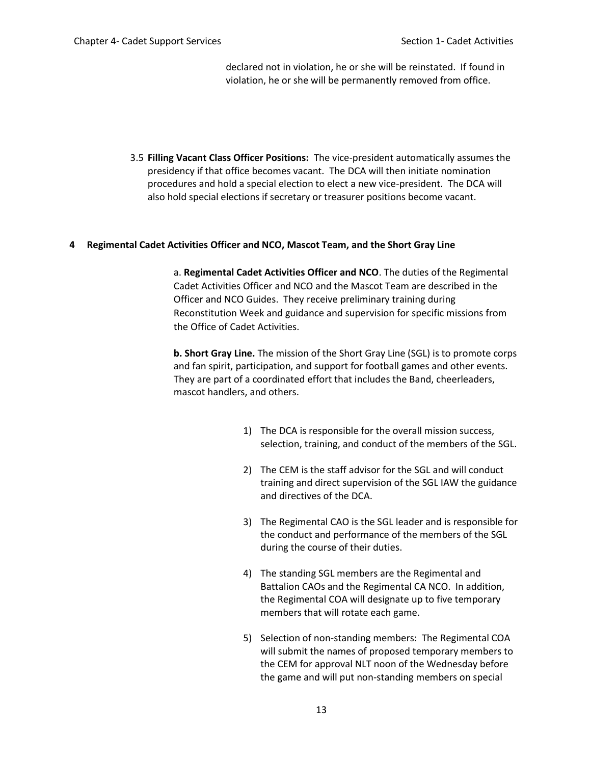declared not in violation, he or she will be reinstated. If found in violation, he or she will be permanently removed from office.

3.5 **Filling Vacant Class Officer Positions:** The vice-president automatically assumes the presidency if that office becomes vacant. The DCA will then initiate nomination procedures and hold a special election to elect a new vice-president. The DCA will also hold special elections if secretary or treasurer positions become vacant.

## 4 Regimental Cadet Activities Officer and NCO, Mascot Team, and the Short Gray Line

a. **Regimental Cadet Activities Officer and NCO**. The duties of the Regimental Cadet Activities Officer and NCO and the Mascot Team are described in the Officer and NCO Guides. They receive preliminary training during Reconstitution Week and guidance and supervision for specific missions from the Office of Cadet Activities.

**b. Short Gray Line.** The mission of the Short Gray Line (SGL) is to promote corps and fan spirit, participation, and support for football games and other events. They are part of a coordinated effort that includes the Band, cheerleaders, mascot handlers, and others.

1) The DCA is responsible for the overall mission success, selection, training, and conduct of the members of the SGL.

2) The CEM is the staff advisor for the SGL and will conduct training and direct supervision of the SGL IAW the guidance and directives of the DCA.

3) The Regimental CAO is the SGL leader and is responsible for the conduct and performance of the members of the SGL during the course of their duties.

4) The standing SGL members are the Regimental and Battalion CAOs and the Regimental CA NCO. In addition, the Regimental COA will designate up to five temporary members that will rotate each game.

5) Selection of non-standing members: The Regimental COA will submit the names of proposed temporary members to the CEM for approval NLT noon of the Wednesday before the game and will put non-standing members on special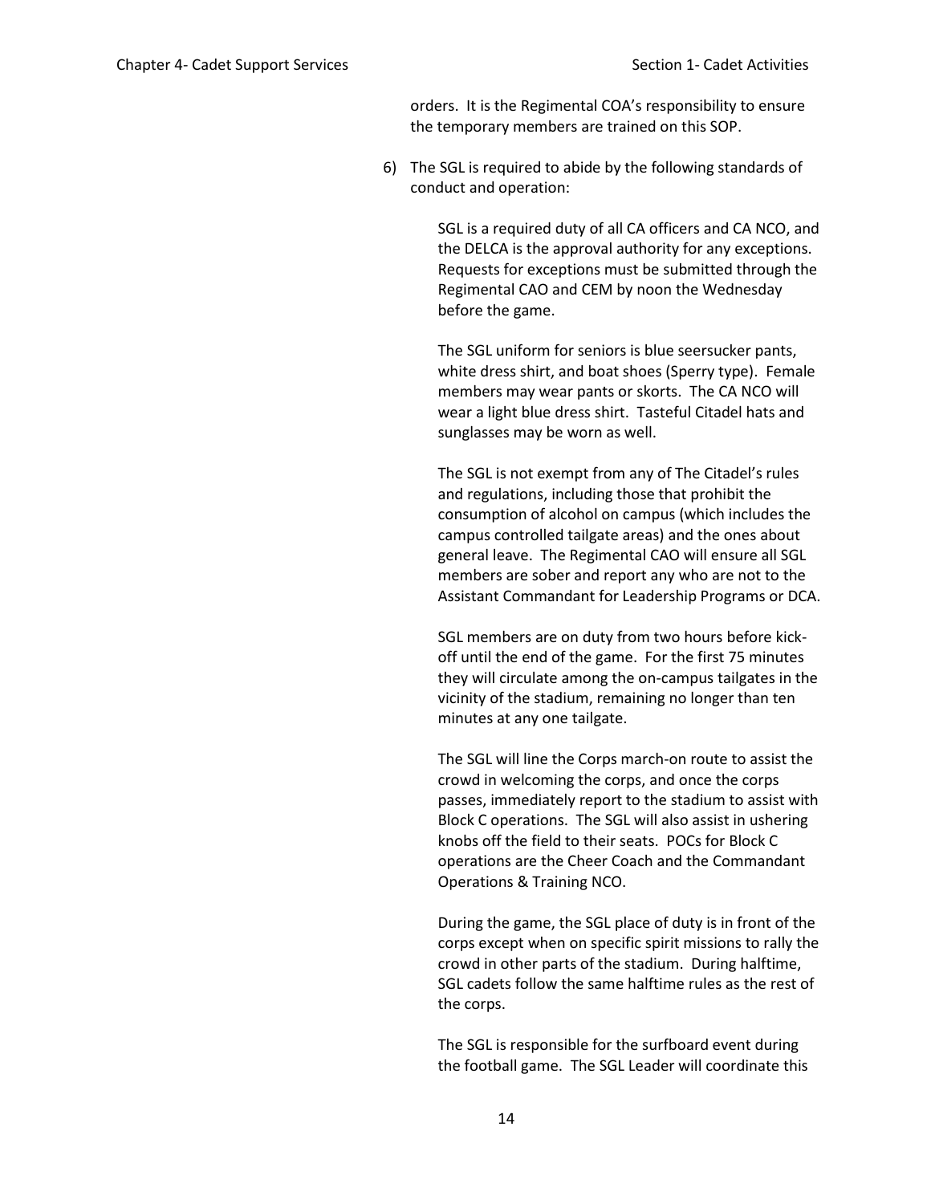orders. It is the Regimental COA's responsibility to ensure the temporary members are trained on this SOP.

6) The SGL is required to abide by the following standards of conduct and operation:

   SGL is a required duty of all CA officers and CA NCO, and the DELCA is the approval authority for any exceptions. Requests for exceptions must be submitted through the Regimental CAO and CEM by noon the Wednesday before the game.

   The SGL uniform for seniors is blue seersucker pants, white dress shirt, and boat shoes (Sperry type). Female members may wear pants or skorts. The CA NCO will wear a light blue dress shirt. Tasteful Citadel hats and sunglasses may be worn as well.

   The SGL is not exempt from any of The Citadel's rules and regulations, including those that prohibit the consumption of alcohol on campus (which includes the campus controlled tailgate areas) and the ones about general leave. The Regimental CAO will ensure all SGL members are sober and report any who are not to the Assistant Commandant for Leadership Programs or DCA.

   SGL members are on duty from two hours before kick-off until the end of the game. For the first 75 minutes they will circulate among the on-campus tailgates in the vicinity of the stadium, remaining no longer than ten minutes at any one tailgate.

   The SGL will line the Corps march-on route to assist the crowd in welcoming the corps, and once the corps passes, immediately report to the stadium to assist with Block C operations. The SGL will also assist in ushering knobs off the field to their seats. POCs for Block C operations are the Cheer Coach and the Commandant Operations & Training NCO.

   During the game, the SGL place of duty is in front of the corps except when on specific spirit missions to rally the crowd in other parts of the stadium. During halftime, SGL cadets follow the same halftime rules as the rest of the corps.

   The SGL is responsible for the surfboard event during the football game. The SGL Leader will coordinate this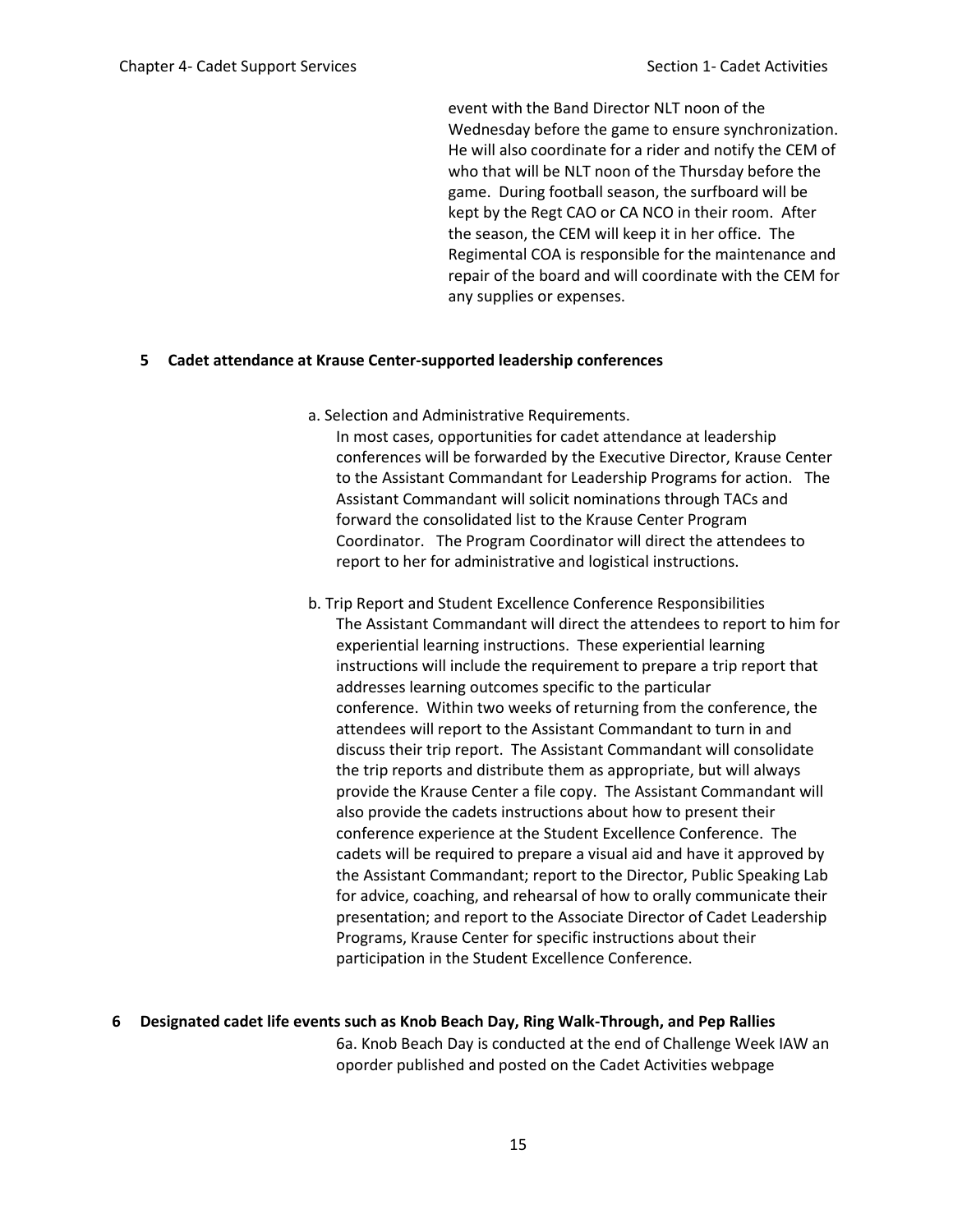event with the Band Director NLT noon of the Wednesday before the game to ensure synchronization. He will also coordinate for a rider and notify the CEM of who that will be NLT noon of the Thursday before the game. During football season, the surfboard will be kept by the Regt CAO or CA NCO in their room. After the season, the CEM will keep it in her office. The Regimental COA is responsible for the maintenance and repair of the board and will coordinate with the CEM for any supplies or expenses.

**5 Cadet attendance at Krause Center-supported leadership conferences**

a. Selection and Administrative Requirements.

In most cases, opportunities for cadet attendance at leadership conferences will be forwarded by the Executive Director, Krause Center to the Assistant Commandant for Leadership Programs for action. The Assistant Commandant will solicit nominations through TACs and forward the consolidated list to the Krause Center Program Coordinator. The Program Coordinator will direct the attendees to report to her for administrative and logistical instructions.

b. Trip Report and Student Excellence Conference Responsibilities

The Assistant Commandant will direct the attendees to report to him for experiential learning instructions. These experiential learning instructions will include the requirement to prepare a trip report that addresses learning outcomes specific to the particular conference. Within two weeks of returning from the conference, the attendees will report to the Assistant Commandant to turn in and discuss their trip report. The Assistant Commandant will consolidate the trip reports and distribute them as appropriate, but will always provide the Krause Center a file copy. The Assistant Commandant will also provide the cadets instructions about how to present their conference experience at the Student Excellence Conference. The cadets will be required to prepare a visual aid and have it approved by the Assistant Commandant; report to the Director, Public Speaking Lab for advice, coaching, and rehearsal of how to orally communicate their presentation; and report to the Associate Director of Cadet Leadership Programs, Krause Center for specific instructions about their participation in the Student Excellence Conference.

**6 Designated cadet life events such as Knob Beach Day, Ring Walk-Through, and Pep Rallies**

6a. Knob Beach Day is conducted at the end of Challenge Week IAW an oporder published and posted on the Cadet Activities webpage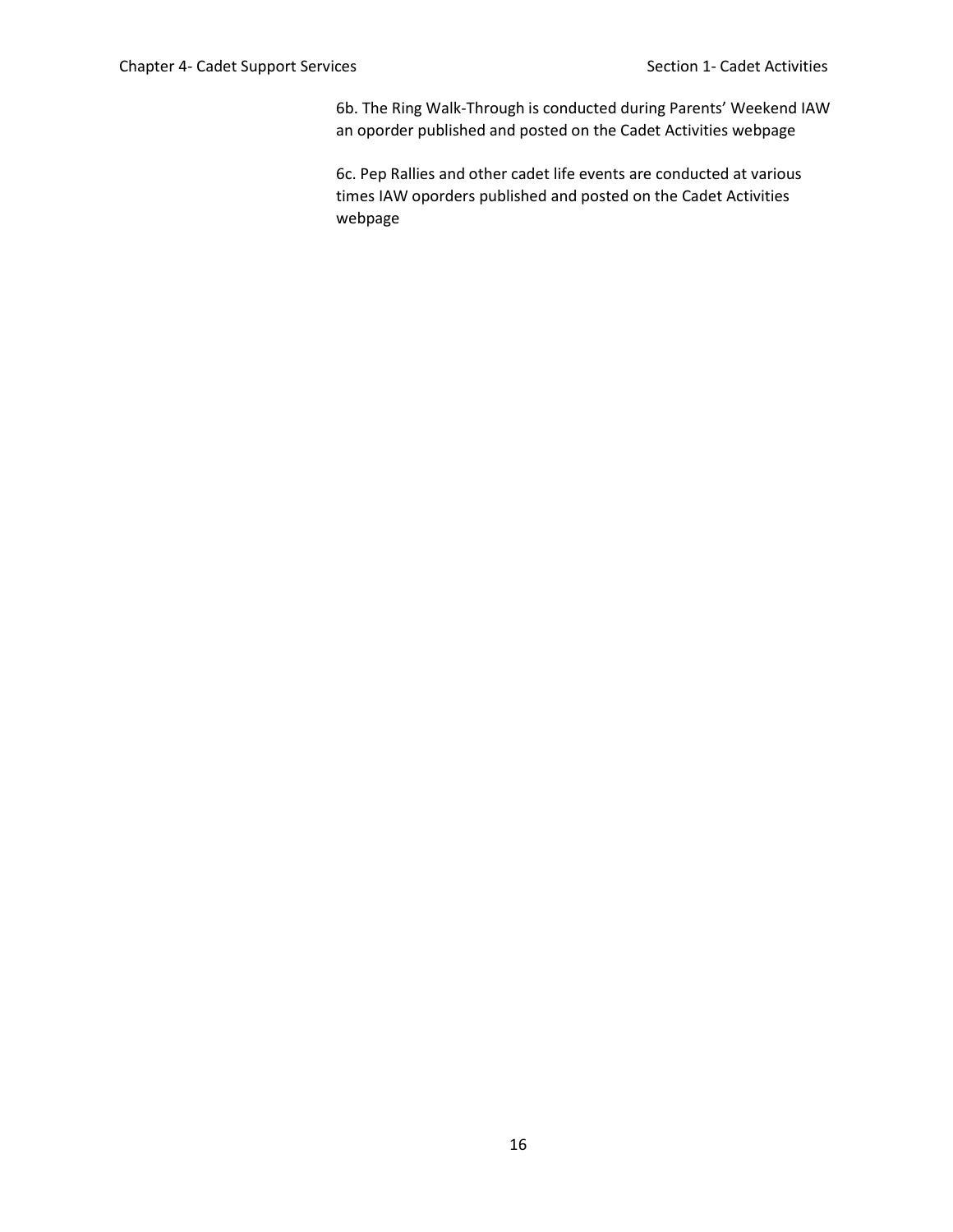6b. The Ring Walk-Through is conducted during Parents' Weekend IAW an oporder published and posted on the Cadet Activities webpage

6c. Pep Rallies and other cadet life events are conducted at various times IAW oporders published and posted on the Cadet Activities webpage